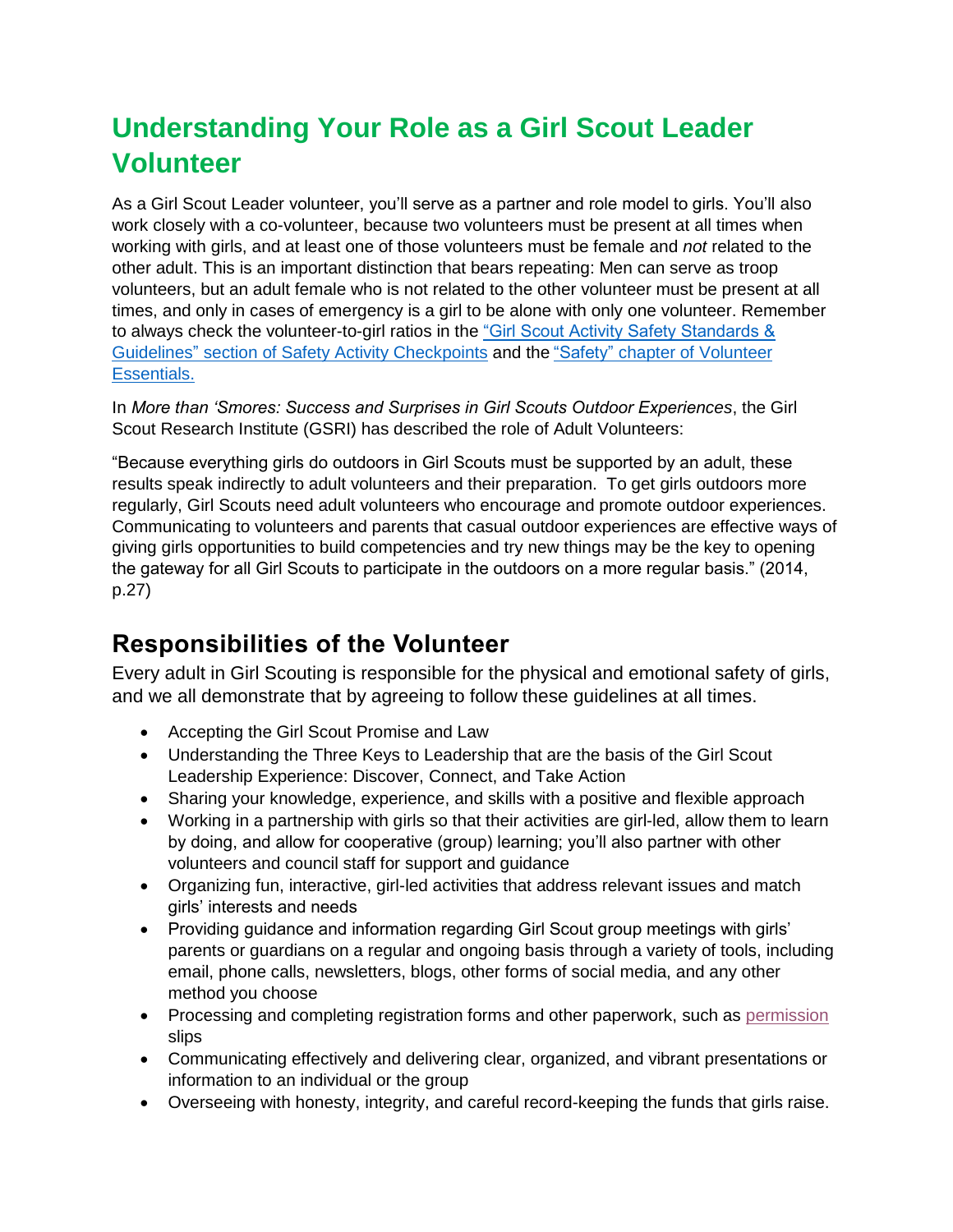# Understanding Your Role as a Girl Scout Leader Volunteer

As a Girl Scout Leader volunteer, you'll serve as a partner and role model to girls. You'll also work closely with a co-volunteer, because two volunteers must be present at all times when working with girls, and at least one of those volunteers must be female and *not* related to the other adult. This is an important distinction that bears repeating: Men can serve as troop volunteers, but an adult female who is not related to the other volunteer must be present at all times, and only in cases of emergency is a girl to be alone with only one volunteer. Remember to always check the volunteer-to-girl ratios in the "Girl Scout Activity Safety Standards & Guidelines" section of Safety Activity Checkpoints and the "Safety" chapter of Volunteer Essentials.

In *More than 'Smores: Success and Surprises in Girl Scouts Outdoor Experiences*, the Girl Scout Research Institute (GSRI) has described the role of Adult Volunteers:

"Because everything girls do outdoors in Girl Scouts must be supported by an adult, these results speak indirectly to adult volunteers and their preparation. To get girls outdoors more regularly, Girl Scouts need adult volunteers who encourage and promote outdoor experiences. Communicating to volunteers and parents that casual outdoor experiences are effective ways of giving girls opportunities to build competencies and try new things may be the key to opening the gateway for all Girl Scouts to participate in the outdoors on a more regular basis." (2014, p.27)

## Responsibilities of the Volunteer

Every adult in Girl Scouting is responsible for the physical and emotional safety of girls, and we all demonstrate that by agreeing to follow these guidelines at all times.

- Accepting the Girl Scout Promise and Law
- Understanding the Three Keys to Leadership that are the basis of the Girl Scout Leadership Experience: Discover, Connect, and Take Action
- Sharing your knowledge, experience, and skills with a positive and flexible approach
- Working in a partnership with girls so that their activities are girl-led, allow them to learn by doing, and allow for cooperative (group) learning; you'll also partner with other volunteers and council staff for support and guidance
- Organizing fun, interactive, girl-led activities that address relevant issues and match girls' interests and needs
- Providing guidance and information regarding Girl Scout group meetings with girls' parents or guardians on a regular and ongoing basis through a variety of tools, including email, phone calls, newsletters, blogs, other forms of social media, and any other method you choose
- Processing and completing registration forms and other paperwork, such as permission slips
- Communicating effectively and delivering clear, organized, and vibrant presentations or information to an individual or the group
- Overseeing with honesty, integrity, and careful record-keeping the funds that girls raise.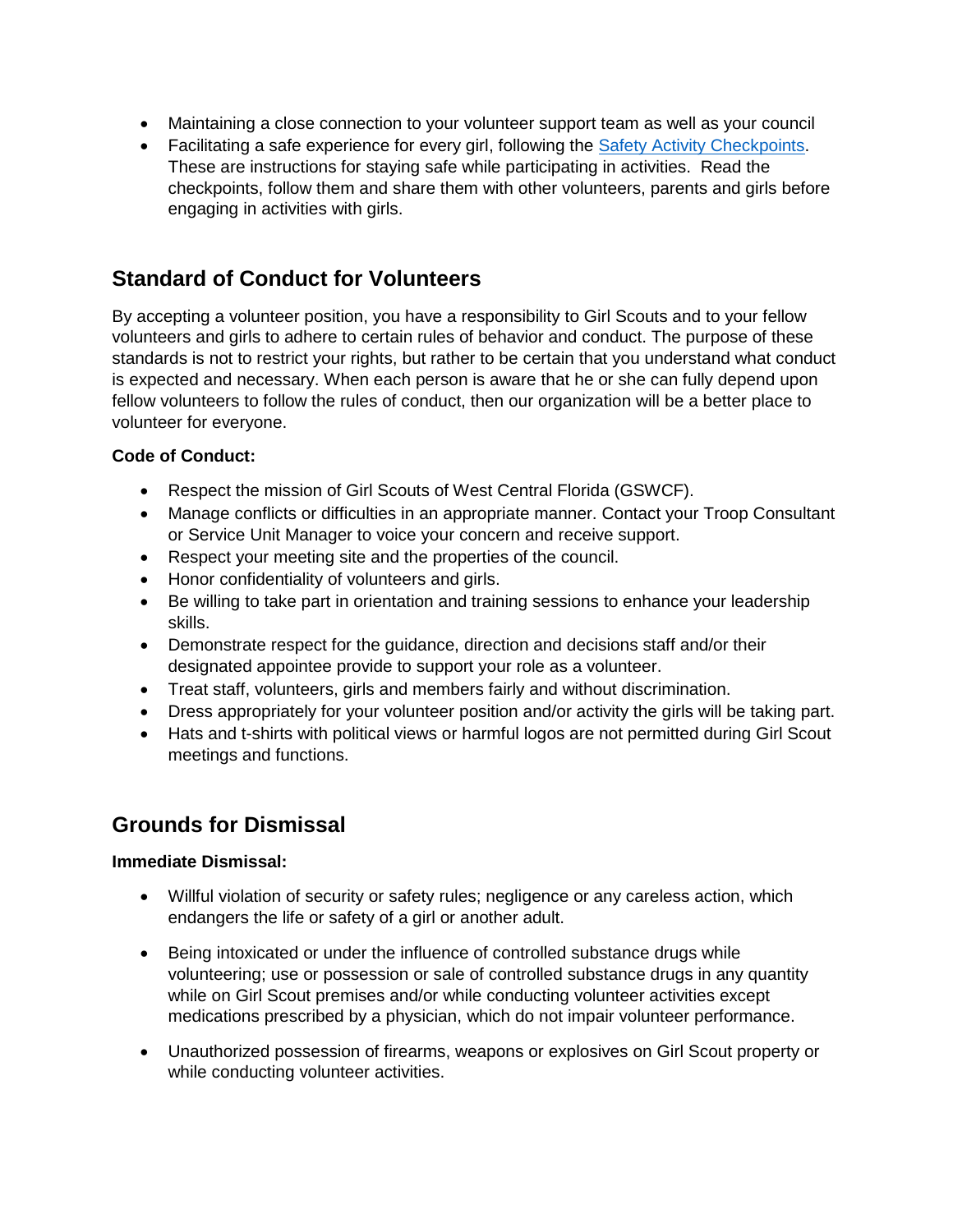- Maintaining a close connection to your volunteer support team as well as your council
- Facilitating a safe experience for every girl, following the [Safety Activity Checkpoints](). These are instructions for staying safe while participating in activities. Read the checkpoints, follow them and share them with other volunteers, parents and girls before engaging in activities with girls.

## Standard of Conduct for Volunteers

By accepting a volunteer position, you have a responsibility to Girl Scouts and to your fellow volunteers and girls to adhere to certain rules of behavior and conduct. The purpose of these standards is not to restrict your rights, but rather to be certain that you understand what conduct is expected and necessary. When each person is aware that he or she can fully depend upon fellow volunteers to follow the rules of conduct, then our organization will be a better place to volunteer for everyone.

**Code of Conduct:**

- Respect the mission of Girl Scouts of West Central Florida (GSWCF).
- Manage conflicts or difficulties in an appropriate manner. Contact your Troop Consultant or Service Unit Manager to voice your concern and receive support.
- Respect your meeting site and the properties of the council.
- Honor confidentiality of volunteers and girls.
- Be willing to take part in orientation and training sessions to enhance your leadership skills.
- Demonstrate respect for the guidance, direction and decisions staff and/or their designated appointee provide to support your role as a volunteer.
- Treat staff, volunteers, girls and members fairly and without discrimination.
- Dress appropriately for your volunteer position and/or activity the girls will be taking part.
- Hats and t-shirts with political views or harmful logos are not permitted during Girl Scout meetings and functions.

## Grounds for Dismissal

**Immediate Dismissal:**

- Willful violation of security or safety rules; negligence or any careless action, which endangers the life or safety of a girl or another adult.
- Being intoxicated or under the influence of controlled substance drugs while volunteering; use or possession or sale of controlled substance drugs in any quantity while on Girl Scout premises and/or while conducting volunteer activities except medications prescribed by a physician, which do not impair volunteer performance.
- Unauthorized possession of firearms, weapons or explosives on Girl Scout property or while conducting volunteer activities.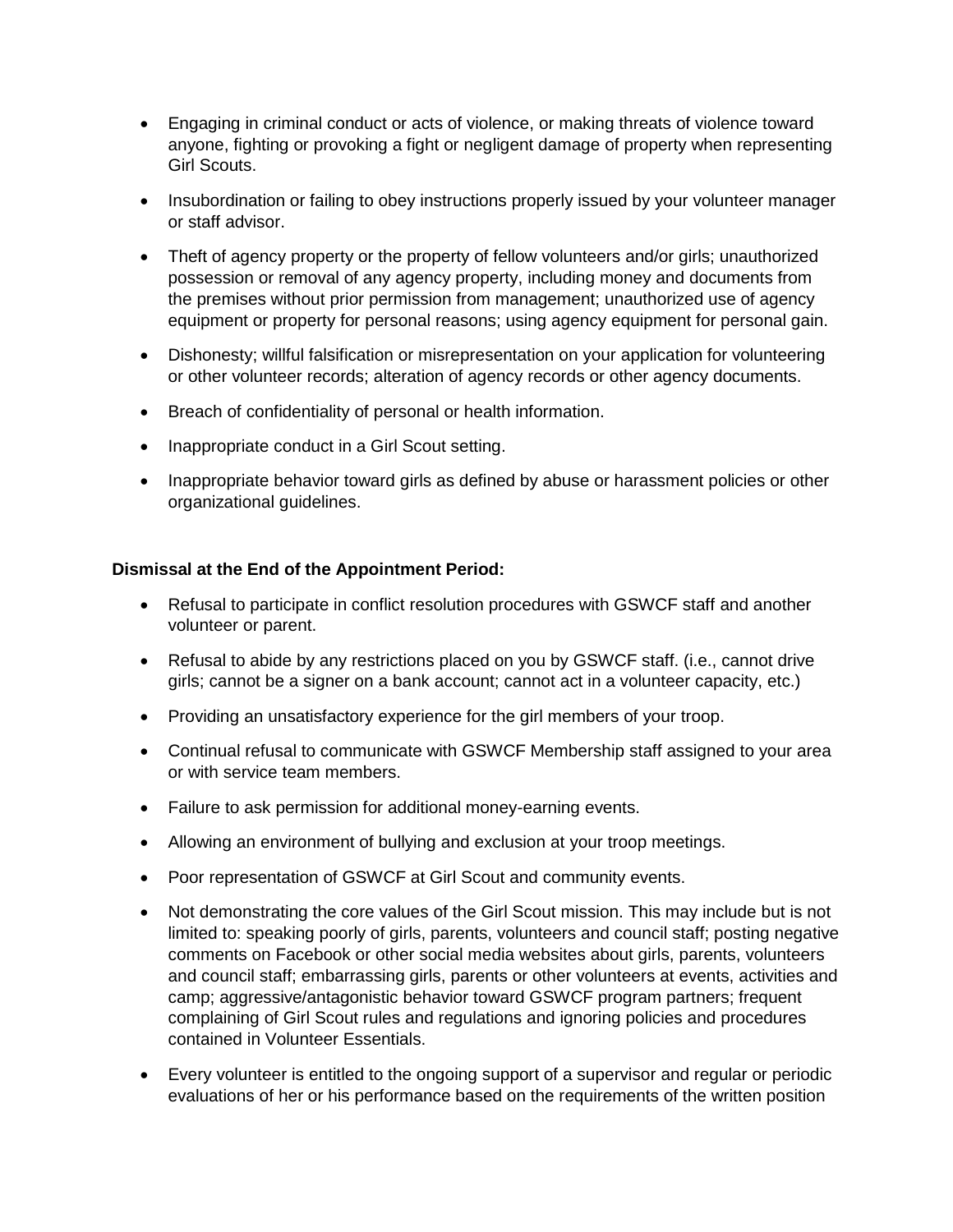- Engaging in criminal conduct or acts of violence, or making threats of violence toward anyone, fighting or provoking a fight or negligent damage of property when representing Girl Scouts.
- Insubordination or failing to obey instructions properly issued by your volunteer manager or staff advisor.
- Theft of agency property or the property of fellow volunteers and/or girls; unauthorized possession or removal of any agency property, including money and documents from the premises without prior permission from management; unauthorized use of agency equipment or property for personal reasons; using agency equipment for personal gain.
- Dishonesty; willful falsification or misrepresentation on your application for volunteering or other volunteer records; alteration of agency records or other agency documents.
- Breach of confidentiality of personal or health information.
- Inappropriate conduct in a Girl Scout setting.
- Inappropriate behavior toward girls as defined by abuse or harassment policies or other organizational guidelines.

**Dismissal at the End of the Appointment Period:**

- Refusal to participate in conflict resolution procedures with GSWCF staff and another volunteer or parent.
- Refusal to abide by any restrictions placed on you by GSWCF staff. (i.e., cannot drive girls; cannot be a signer on a bank account; cannot act in a volunteer capacity, etc.)
- Providing an unsatisfactory experience for the girl members of your troop.
- Continual refusal to communicate with GSWCF Membership staff assigned to your area or with service team members.
- Failure to ask permission for additional money-earning events.
- Allowing an environment of bullying and exclusion at your troop meetings.
- Poor representation of GSWCF at Girl Scout and community events.
- Not demonstrating the core values of the Girl Scout mission. This may include but is not limited to: speaking poorly of girls, parents, volunteers and council staff; posting negative comments on Facebook or other social media websites about girls, parents, volunteers and council staff; embarrassing girls, parents or other volunteers at events, activities and camp; aggressive/antagonistic behavior toward GSWCF program partners; frequent complaining of Girl Scout rules and regulations and ignoring policies and procedures contained in Volunteer Essentials.
- Every volunteer is entitled to the ongoing support of a supervisor and regular or periodic evaluations of her or his performance based on the requirements of the written position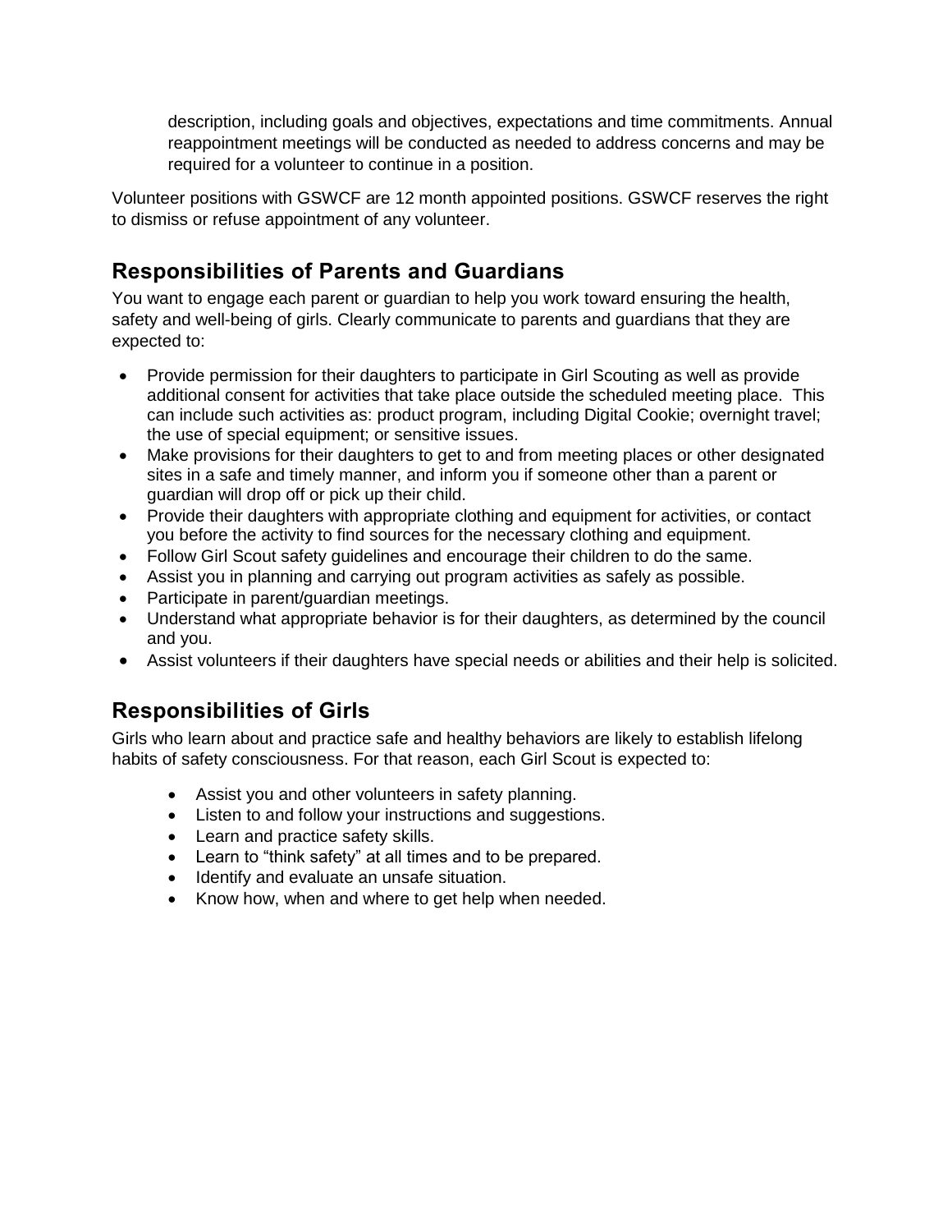description, including goals and objectives, expectations and time commitments. Annual reappointment meetings will be conducted as needed to address concerns and may be required for a volunteer to continue in a position.

Volunteer positions with GSWCF are 12 month appointed positions. GSWCF reserves the right to dismiss or refuse appointment of any volunteer.

## Responsibilities of Parents and Guardians

You want to engage each parent or guardian to help you work toward ensuring the health, safety and well-being of girls. Clearly communicate to parents and guardians that they are expected to:

- Provide permission for their daughters to participate in Girl Scouting as well as provide additional consent for activities that take place outside the scheduled meeting place. This can include such activities as: product program, including Digital Cookie; overnight travel; the use of special equipment; or sensitive issues.
- Make provisions for their daughters to get to and from meeting places or other designated sites in a safe and timely manner, and inform you if someone other than a parent or guardian will drop off or pick up their child.
- Provide their daughters with appropriate clothing and equipment for activities, or contact you before the activity to find sources for the necessary clothing and equipment.
- Follow Girl Scout safety guidelines and encourage their children to do the same.
- Assist you in planning and carrying out program activities as safely as possible.
- Participate in parent/guardian meetings.
- Understand what appropriate behavior is for their daughters, as determined by the council and you.
- Assist volunteers if their daughters have special needs or abilities and their help is solicited.

## Responsibilities of Girls

Girls who learn about and practice safe and healthy behaviors are likely to establish lifelong habits of safety consciousness. For that reason, each Girl Scout is expected to:

- Assist you and other volunteers in safety planning.
- Listen to and follow your instructions and suggestions.
- Learn and practice safety skills.
- Learn to "think safety" at all times and to be prepared.
- Identify and evaluate an unsafe situation.
- Know how, when and where to get help when needed.